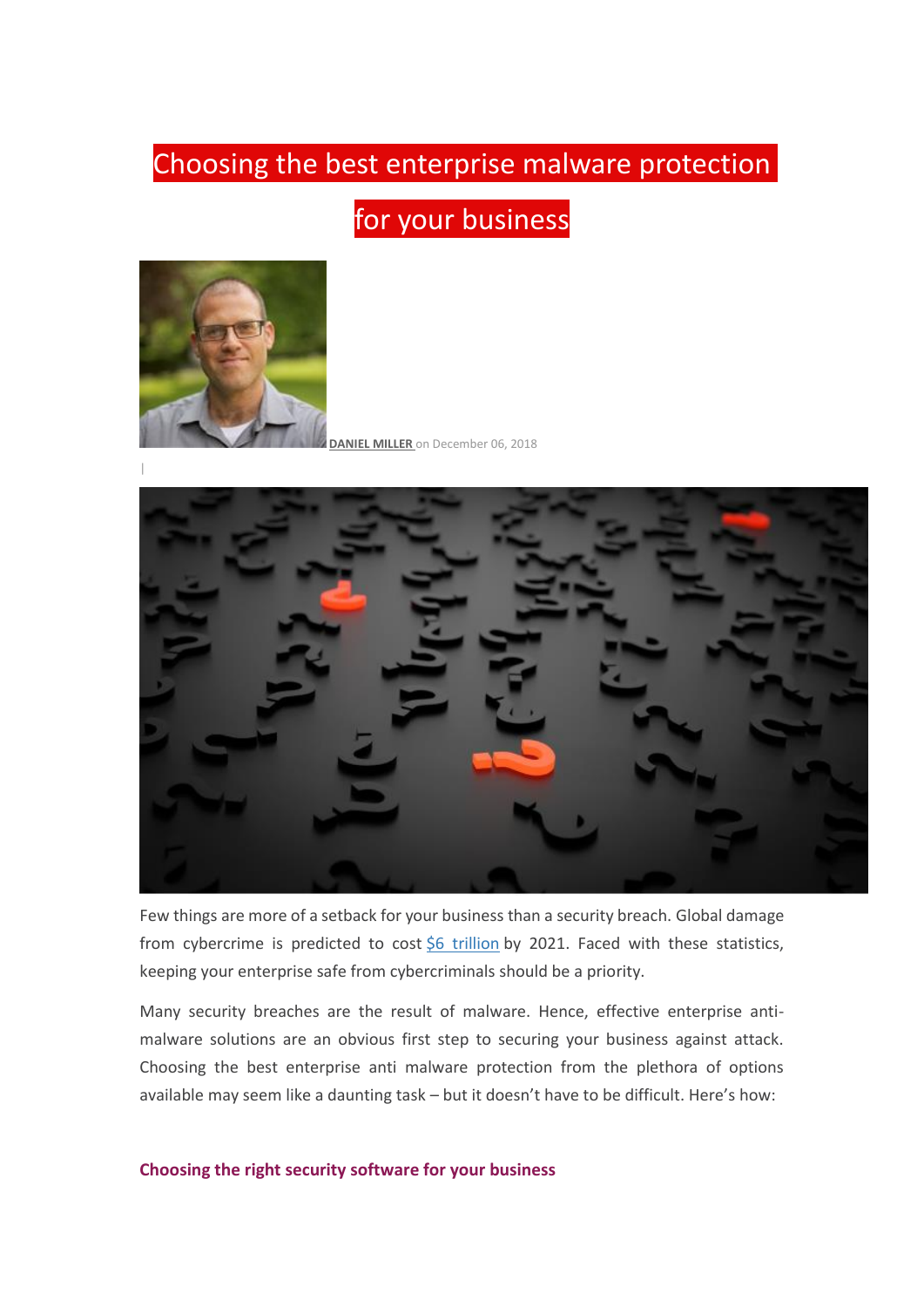# Choosing the best enterprise malware protection for your business

**DANIEL MILLER** on December 06, 2018

|

Few things are more of a setback for your business than a security breach. Global damage from cybercrime is predicted to cost [$6 trillion] by 2021. Faced with these statistics, keeping your enterprise safe from cybercriminals should be a priority.

Many security breaches are the result of malware. Hence, effective enterprise anti-malware solutions are an obvious first step to securing your business against attack. Choosing the best enterprise anti malware protection from the plethora of options available may seem like a daunting task – but it doesn't have to be difficult. Here's how:

### Choosing the right security software for your business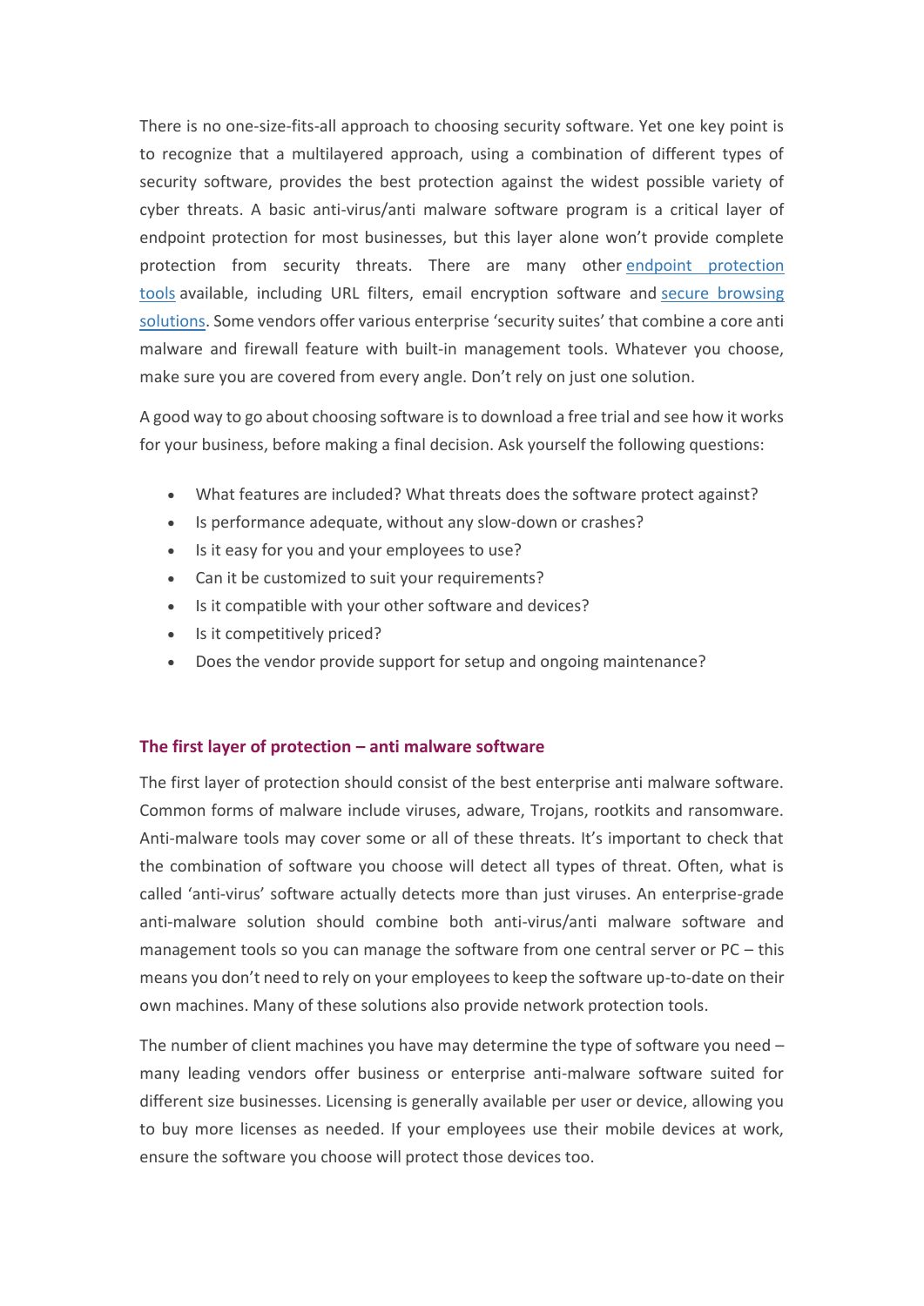There is no one-size-fits-all approach to choosing security software. Yet one key point is to recognize that a multilayered approach, using a combination of different types of security software, provides the best protection against the widest possible variety of cyber threats. A basic anti-virus/anti malware software program is a critical layer of endpoint protection for most businesses, but this layer alone won't provide complete protection from security threats. There are many other endpoint protection tools available, including URL filters, email encryption software and secure browsing solutions. Some vendors offer various enterprise 'security suites' that combine a core anti malware and firewall feature with built-in management tools. Whatever you choose, make sure you are covered from every angle. Don't rely on just one solution.

A good way to go about choosing software is to download a free trial and see how it works for your business, before making a final decision. Ask yourself the following questions:

- What features are included? What threats does the software protect against?
- Is performance adequate, without any slow-down or crashes?
- Is it easy for you and your employees to use?
- Can it be customized to suit your requirements?
- Is it compatible with your other software and devices?
- Is it competitively priced?
- Does the vendor provide support for setup and ongoing maintenance?

## The first layer of protection – anti malware software

The first layer of protection should consist of the best enterprise anti malware software. Common forms of malware include viruses, adware, Trojans, rootkits and ransomware. Anti-malware tools may cover some or all of these threats. It's important to check that the combination of software you choose will detect all types of threat. Often, what is called 'anti-virus' software actually detects more than just viruses. An enterprise-grade anti-malware solution should combine both anti-virus/anti malware software and management tools so you can manage the software from one central server or PC – this means you don't need to rely on your employees to keep the software up-to-date on their own machines. Many of these solutions also provide network protection tools.

The number of client machines you have may determine the type of software you need – many leading vendors offer business or enterprise anti-malware software suited for different size businesses. Licensing is generally available per user or device, allowing you to buy more licenses as needed. If your employees use their mobile devices at work, ensure the software you choose will protect those devices too.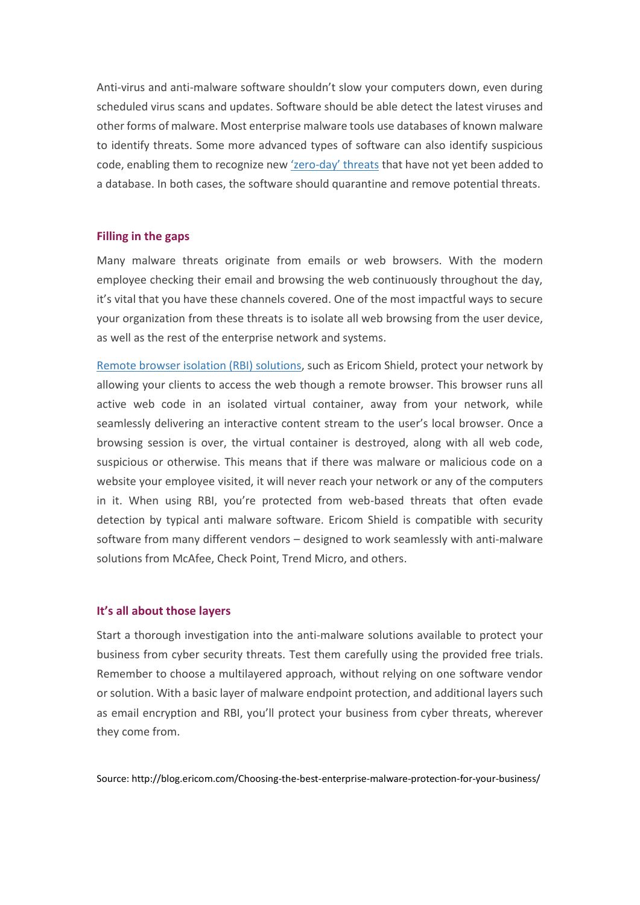Anti-virus and anti-malware software shouldn't slow your computers down, even during scheduled virus scans and updates. Software should be able detect the latest viruses and other forms of malware. Most enterprise malware tools use databases of known malware to identify threats. Some more advanced types of software can also identify suspicious code, enabling them to recognize new 'zero-day' threats that have not yet been added to a database. In both cases, the software should quarantine and remove potential threats.

## Filling in the gaps

Many malware threats originate from emails or web browsers. With the modern employee checking their email and browsing the web continuously throughout the day, it's vital that you have these channels covered. One of the most impactful ways to secure your organization from these threats is to isolate all web browsing from the user device, as well as the rest of the enterprise network and systems.

Remote browser isolation (RBI) solutions, such as Ericom Shield, protect your network by allowing your clients to access the web though a remote browser. This browser runs all active web code in an isolated virtual container, away from your network, while seamlessly delivering an interactive content stream to the user's local browser. Once a browsing session is over, the virtual container is destroyed, along with all web code, suspicious or otherwise. This means that if there was malware or malicious code on a website your employee visited, it will never reach your network or any of the computers in it. When using RBI, you're protected from web-based threats that often evade detection by typical anti malware software. Ericom Shield is compatible with security software from many different vendors – designed to work seamlessly with anti-malware solutions from McAfee, Check Point, Trend Micro, and others.

## It's all about those layers

Start a thorough investigation into the anti-malware solutions available to protect your business from cyber security threats. Test them carefully using the provided free trials. Remember to choose a multilayered approach, without relying on one software vendor or solution. With a basic layer of malware endpoint protection, and additional layers such as email encryption and RBI, you'll protect your business from cyber threats, wherever they come from.

Source: http://blog.ericom.com/Choosing-the-best-enterprise-malware-protection-for-your-business/